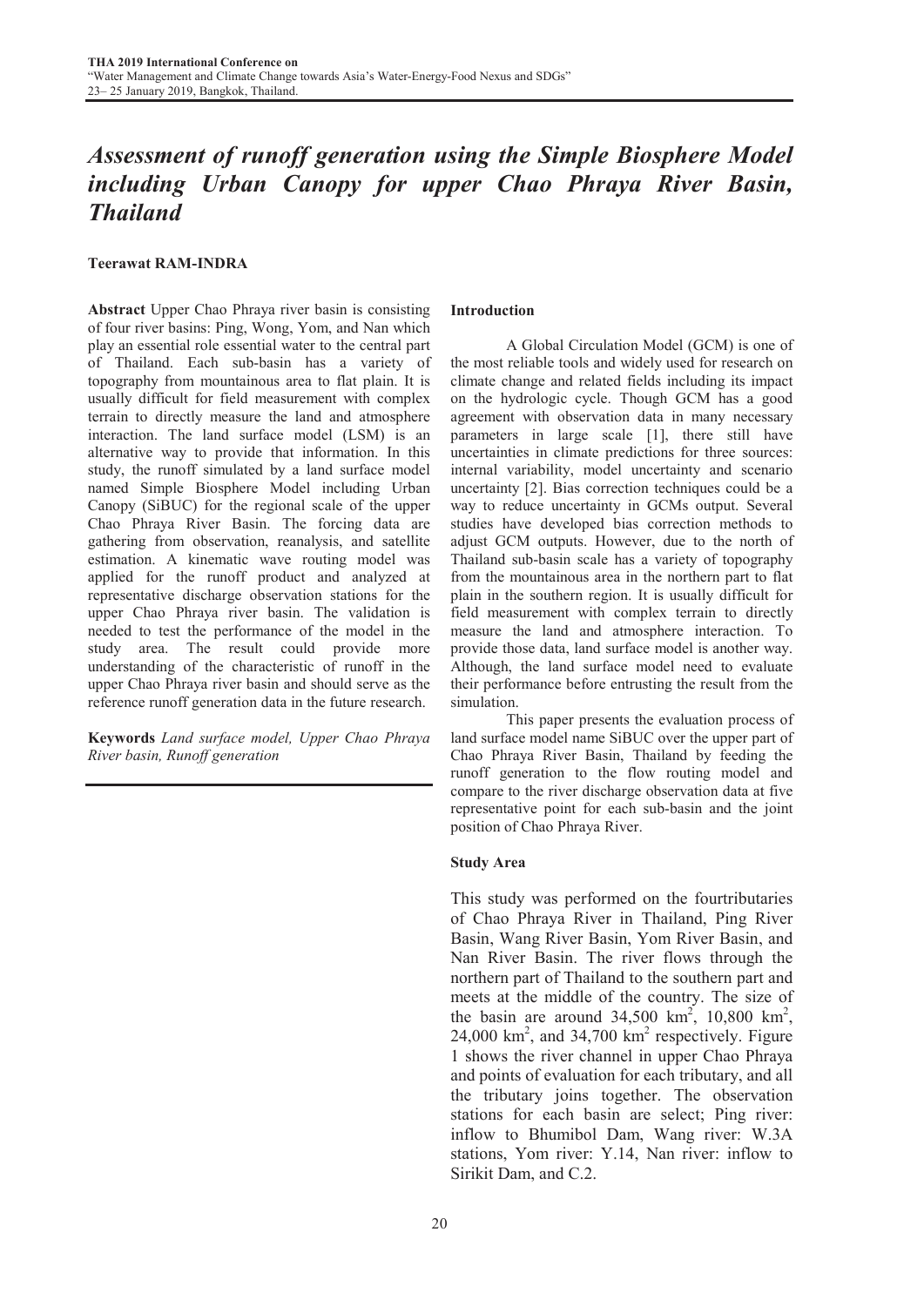# *Assessment of runoff generation using the Simple Biosphere Model including Urban Canopy for upper Chao Phraya River Basin, Thailand*

**Teerawat RAM-INDRA**

**Abstract** Upper Chao Phraya river basin is consisting of four river basins: Ping, Wong, Yom, and Nan which play an essential role essential water to the central part of Thailand. Each sub-basin has a variety of topography from mountainous area to flat plain. It is usually difficult for field measurement with complex terrain to directly measure the land and atmosphere interaction. The land surface model (LSM) is an alternative way to provide that information. In this study, the runoff simulated by a land surface model named Simple Biosphere Model including Urban Canopy (SiBUC) for the regional scale of the upper Chao Phraya River Basin. The forcing data are gathering from observation, reanalysis, and satellite estimation. A kinematic wave routing model was applied for the runoff product and analyzed at representative discharge observation stations for the upper Chao Phraya river basin. The validation is needed to test the performance of the model in the study area. The result could provide more understanding of the characteristic of runoff in the upper Chao Phraya river basin and should serve as the reference runoff generation data in the future research.

**Keywords** *Land surface model, Upper Chao Phraya River basin, Runoff generation*

## Introduction

A Global Circulation Model (GCM) is one of the most reliable tools and widely used for research on climate change and related fields including its impact on the hydrologic cycle. Though GCM has a good agreement with observation data in many necessary parameters in large scale [1], there still have uncertainties in climate predictions for three sources: internal variability, model uncertainty and scenario uncertainty [2]. Bias correction techniques could be a way to reduce uncertainty in GCMs output. Several studies have developed bias correction methods to adjust GCM outputs. However, due to the north of Thailand sub-basin scale has a variety of topography from the mountainous area in the northern part to flat plain in the southern region. It is usually difficult for field measurement with complex terrain to directly measure the land and atmosphere interaction. To provide those data, land surface model is another way. Although, the land surface model need to evaluate their performance before entrusting the result from the simulation.

This paper presents the evaluation process of land surface model name SiBUC over the upper part of Chao Phraya River Basin, Thailand by feeding the runoff generation to the flow routing model and compare to the river discharge observation data at five representative point for each sub-basin and the joint position of Chao Phraya River.

## Study Area

This study was performed on the fourtributaries of Chao Phraya River in Thailand, Ping River Basin, Wang River Basin, Yom River Basin, and Nan River Basin. The river flows through the northern part of Thailand to the southern part and meets at the middle of the country. The size of the basin are around 34,500 km$^2$, 10,800 km$^2$, 24,000 km$^2$, and 34,700 km$^2$ respectively. Figure 1 shows the river channel in upper Chao Phraya and points of evaluation for each tributary, and all the tributary joins together. The observation stations for each basin are select; Ping river: inflow to Bhumibol Dam, Wang river: W.3A stations, Yom river: Y.14, Nan river: inflow to Sirikit Dam, and C.2.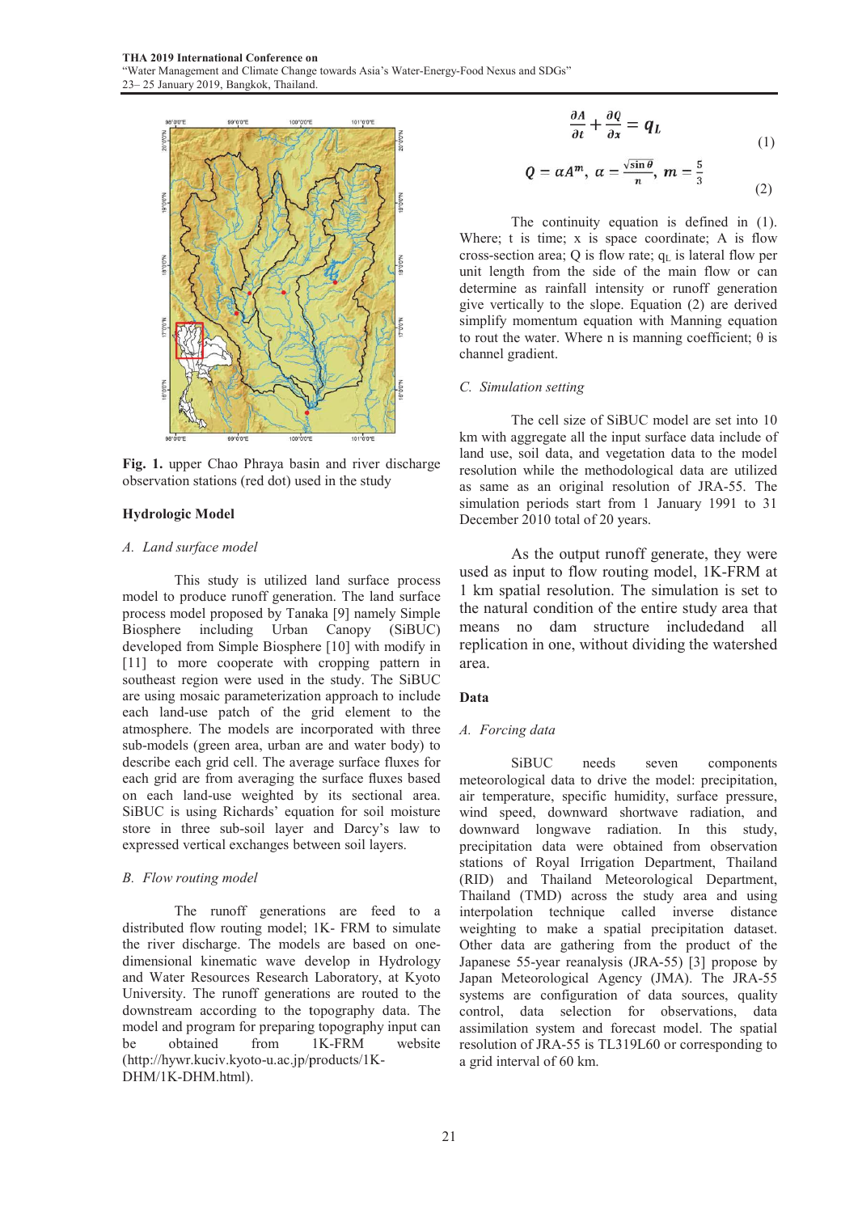**Fig. 1.** upper Chao Phraya basin and river discharge observation stations (red dot) used in the study

## Hydrologic Model

### *A. Land surface model*

This study is utilized land surface process model to produce runoff generation. The land surface process model proposed by Tanaka [9] namely Simple Biosphere including Urban Canopy (SiBUC) developed from Simple Biosphere [10] with modify in [11] to more cooperate with cropping pattern in southeast region were used in the study. The SiBUC are using mosaic parameterization approach to include each land-use patch of the grid element to the atmosphere. The models are incorporated with three sub-models (green area, urban are and water body) to describe each grid cell. The average surface fluxes for each grid are from averaging the surface fluxes based on each land-use weighted by its sectional area. SiBUC is using Richards' equation for soil moisture store in three sub-soil layer and Darcy's law to expressed vertical exchanges between soil layers.

### *B. Flow routing model*

The runoff generations are feed to a distributed flow routing model; 1K- FRM to simulate the river discharge. The models are based on one-dimensional kinematic wave develop in Hydrology and Water Resources Research Laboratory, at Kyoto University. The runoff generations are routed to the downstream according to the topography data. The model and program for preparing topography input can be obtained from 1K-FRM website (http://hywr.kuciv.kyoto-u.ac.jp/products/1K-DHM/1K-DHM.html).

$$\frac{\partial A}{\partial t} + \frac{\partial Q}{\partial x} = q_L \tag{1}$$

$$Q = \alpha A^m, \ \alpha = \frac{\sqrt{\sin\theta}}{n}, \ m = \frac{5}{3} \tag{2}$$

The continuity equation is defined in (1). Where; t is time; x is space coordinate; A is flow cross-section area; Q is flow rate; $q_L$ is lateral flow per unit length from the side of the main flow or can determine as rainfall intensity or runoff generation give vertically to the slope. Equation (2) are derived simplify momentum equation with Manning equation to rout the water. Where n is manning coefficient; θ is channel gradient.

### *C. Simulation setting*

The cell size of SiBUC model are set into 10 km with aggregate all the input surface data include of land use, soil data, and vegetation data to the model resolution while the methodological data are utilized as same as an original resolution of JRA-55. The simulation periods start from 1 January 1991 to 31 December 2010 total of 20 years.

As the output runoff generate, they were used as input to flow routing model, 1K-FRM at 1 km spatial resolution. The simulation is set to the natural condition of the entire study area that means no dam structure includedand all replication in one, without dividing the watershed area.

## Data

### *A. Forcing data*

SiBUC needs seven components meteorological data to drive the model: precipitation, air temperature, specific humidity, surface pressure, wind speed, downward shortwave radiation, and downward longwave radiation. In this study, precipitation data were obtained from observation stations of Royal Irrigation Department, Thailand (RID) and Thailand Meteorological Department, Thailand (TMD) across the study area and using interpolation technique called inverse distance weighting to make a spatial precipitation dataset. Other data are gathering from the product of the Japanese 55-year reanalysis (JRA-55) [3] propose by Japan Meteorological Agency (JMA). The JRA-55 systems are configuration of data sources, quality control, data selection for observations, data assimilation system and forecast model. The spatial resolution of JRA-55 is TL319L60 or corresponding to a grid interval of 60 km.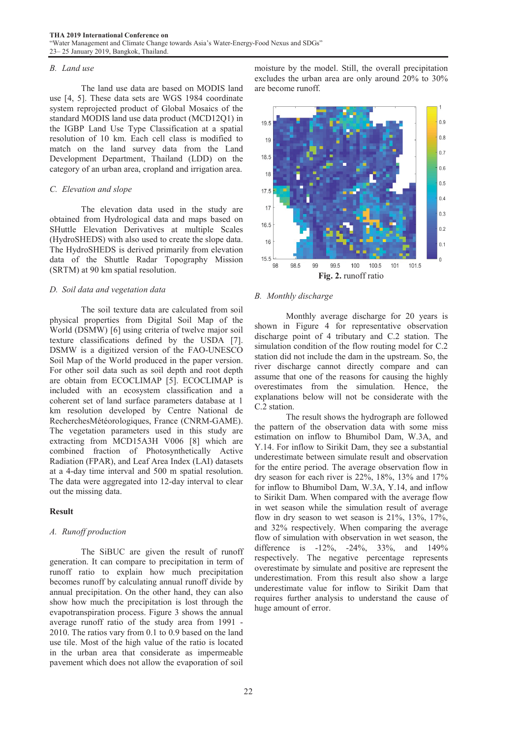### B. Land use

The land use data are based on MODIS land use [4, 5]. These data sets are WGS 1984 coordinate system reprojected product of Global Mosaics of the standard MODIS land use data product (MCD12Q1) in the IGBP Land Use Type Classification at a spatial resolution of 10 km. Each cell class is modified to match on the land survey data from the Land Development Department, Thailand (LDD) on the category of an urban area, cropland and irrigation area.

### C. Elevation and slope

The elevation data used in the study are obtained from Hydrological data and maps based on SHuttle Elevation Derivatives at multiple Scales (HydroSHEDS) with also used to create the slope data. The HydroSHEDS is derived primarily from elevation data of the Shuttle Radar Topography Mission (SRTM) at 90 km spatial resolution.

### D. Soil data and vegetation data

The soil texture data are calculated from soil physical properties from Digital Soil Map of the World (DSMW) [6] using criteria of twelve major soil texture classifications defined by the USDA [7]. DSMW is a digitized version of the FAO-UNESCO Soil Map of the World produced in the paper version. For other soil data such as soil depth and root depth are obtain from ECOCLIMAP [5]. ECOCLIMAP is included with an ecosystem classification and a coherent set of land surface parameters database at 1 km resolution developed by Centre National de RecherchesMétéorologiques, France (CNRM-GAME). The vegetation parameters used in this study are extracting from MCD15A3H V006 [8] which are combined fraction of Photosynthetically Active Radiation (FPAR), and Leaf Area Index (LAI) datasets at a 4-day time interval and 500 m spatial resolution. The data were aggregated into 12-day interval to clear out the missing data.

## Result

### A. Runoff production

The SiBUC are given the result of runoff generation. It can compare to precipitation in term of runoff ratio to explain how much precipitation becomes runoff by calculating annual runoff divide by annual precipitation. On the other hand, they can also show how much the precipitation is lost through the evapotranspiration process. Figure 3 shows the annual average runoff ratio of the study area from 1991 - 2010. The ratios vary from 0.1 to 0.9 based on the land use tile. Most of the high value of the ratio is located in the urban area that considerate as impermeable pavement which does not allow the evaporation of soil moisture by the model. Still, the overall precipitation excludes the urban area are only around 20% to 30% are become runoff.

**Fig. 2.** runoff ratio

### B. Monthly discharge

Monthly average discharge for 20 years is shown in Figure 4 for representative observation discharge point of 4 tributary and C.2 station. The simulation condition of the flow routing model for C.2 station did not include the dam in the upstream. So, the river discharge cannot directly compare and can assume that one of the reasons for causing the highly overestimates from the simulation. Hence, the explanations below will not be considerate with the C.2 station.

The result shows the hydrograph are followed the pattern of the observation data with some miss estimation on inflow to Bhumibol Dam, W.3A, and Y.14. For inflow to Sirikit Dam, they see a substantial underestimate between simulate result and observation for the entire period. The average observation flow in dry season for each river is 22%, 18%, 13% and 17% for inflow to Bhumibol Dam, W.3A, Y.14, and inflow to Sirikit Dam. When compared with the average flow in wet season while the simulation result of average flow in dry season to wet season is 21%, 13%, 17%, and 32% respectively. When comparing the average flow of simulation with observation in wet season, the difference is -12%, -24%, 33%, and 149% respectively. The negative percentage represents overestimate by simulate and positive are represent the underestimation. From this result also show a large underestimate value for inflow to Sirikit Dam that requires further analysis to understand the cause of huge amount of error.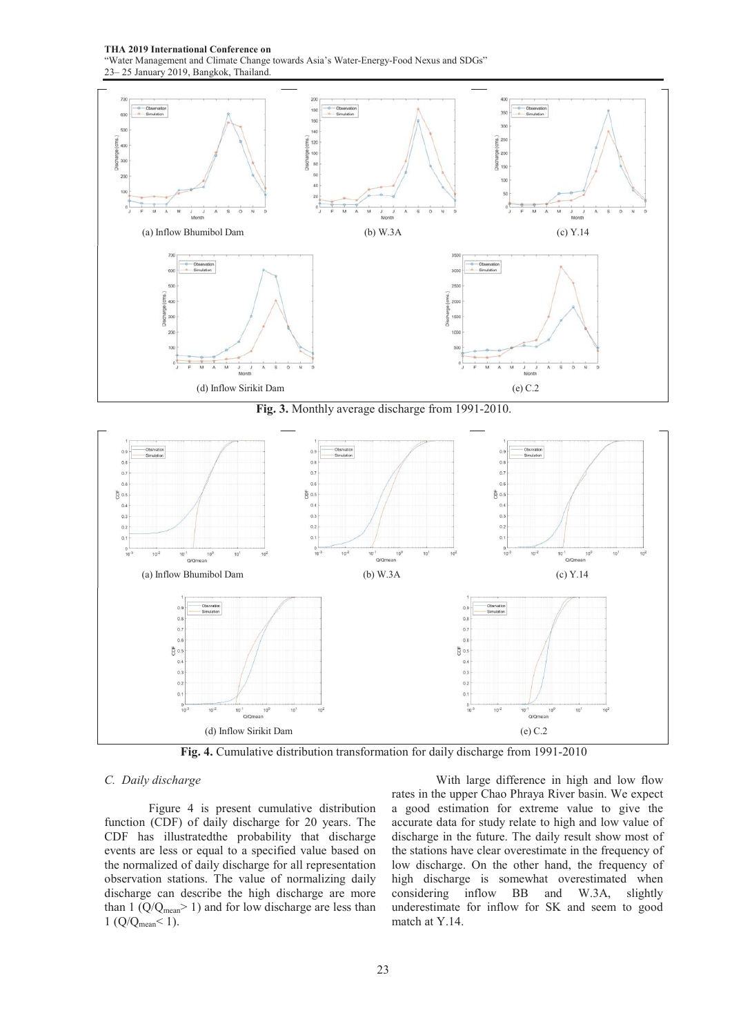(a) Inflow Bhumibol Dam

(b) W.3A

(c) Y.14

(d) Inflow Sirikit Dam

(e) C.2

**Fig. 3.** Monthly average discharge from 1991-2010.

(a) Inflow Bhumibol Dam

(b) W.3A

(c) Y.14

(d) Inflow Sirikit Dam

(e) C.2

**Fig. 4.** Cumulative distribution transformation for daily discharge from 1991-2010

### *C. Daily discharge*

Figure 4 is present cumulative distribution function (CDF) of daily discharge for 20 years. The CDF has illustratedthe probability that discharge events are less or equal to a specified value based on the normalized of daily discharge for all representation observation stations. The value of normalizing daily discharge can describe the high discharge are more than 1 ($Q/Q_{mean} > 1$) and for low discharge are less than 1 ($Q/Q_{mean} < 1$).

With large difference in high and low flow rates in the upper Chao Phraya River basin. We expect a good estimation for extreme value to give the accurate data for study relate to high and low value of discharge in the future. The daily result show most of the stations have clear overestimate in the frequency of low discharge. On the other hand, the frequency of high discharge is somewhat overestimated when considering inflow BB and W.3A, slightly underestimate for inflow for SK and seem to good match at Y.14.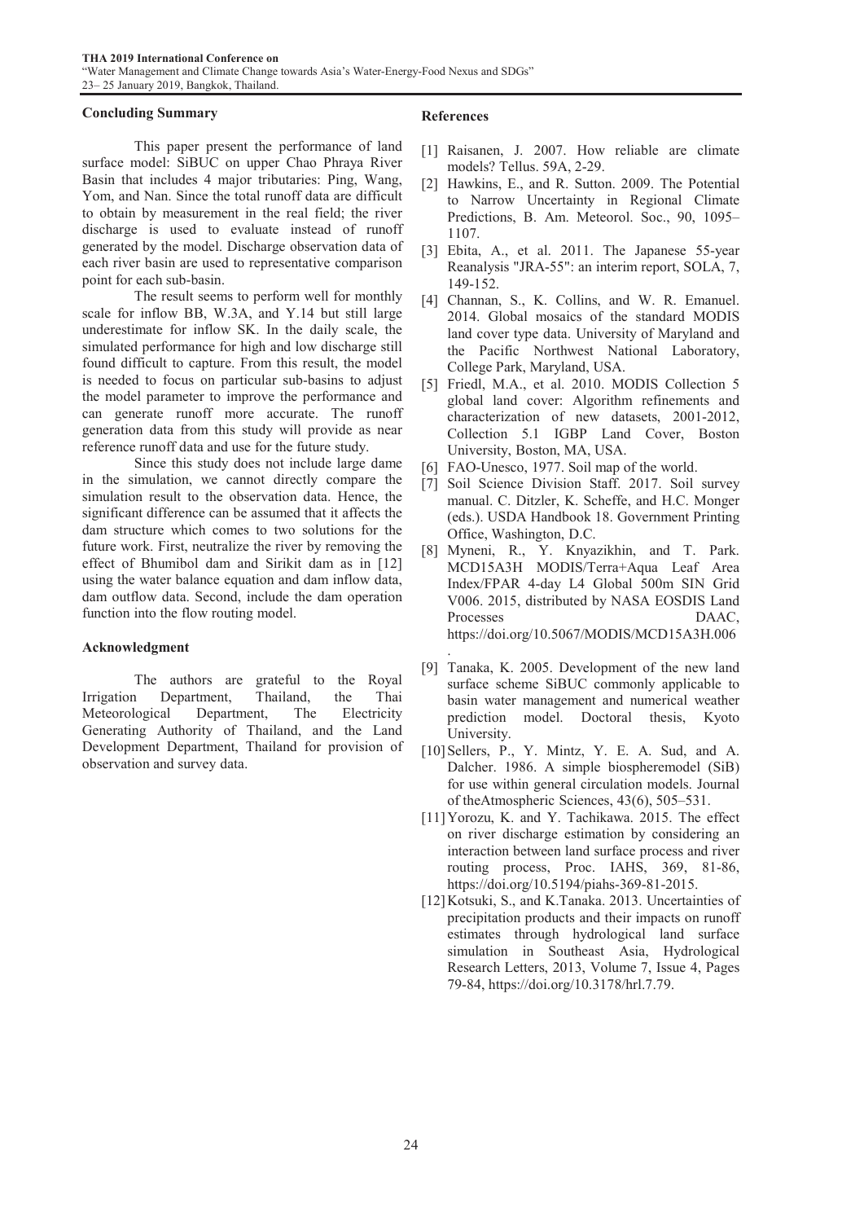## Concluding Summary

This paper present the performance of land surface model: SiBUC on upper Chao Phraya River Basin that includes 4 major tributaries: Ping, Wang, Yom, and Nan. Since the total runoff data are difficult to obtain by measurement in the real field; the river discharge is used to evaluate instead of runoff generated by the model. Discharge observation data of each river basin are used to representative comparison point for each sub-basin.

The result seems to perform well for monthly scale for inflow BB, W.3A, and Y.14 but still large underestimate for inflow SK. In the daily scale, the simulated performance for high and low discharge still found difficult to capture. From this result, the model is needed to focus on particular sub-basins to adjust the model parameter to improve the performance and can generate runoff more accurate. The runoff generation data from this study will provide as near reference runoff data and use for the future study.

Since this study does not include large dame in the simulation, we cannot directly compare the simulation result to the observation data. Hence, the significant difference can be assumed that it affects the dam structure which comes to two solutions for the future work. First, neutralize the river by removing the effect of Bhumibol dam and Sirikit dam as in [12] using the water balance equation and dam inflow data, dam outflow data. Second, include the dam operation function into the flow routing model.

## Acknowledgment

The authors are grateful to the Royal Irrigation Department, Thailand, the Thai Meteorological Department, The Electricity Generating Authority of Thailand, and the Land Development Department, Thailand for provision of observation and survey data.

## References

[1] Raisanen, J. 2007. How reliable are climate models? Tellus. 59A, 2-29.

[2] Hawkins, E., and R. Sutton. 2009. The Potential to Narrow Uncertainty in Regional Climate Predictions, B. Am. Meteorol. Soc., 90, 1095–1107.

[3] Ebita, A., et al. 2011. The Japanese 55-year Reanalysis "JRA-55": an interim report, SOLA, 7, 149-152.

[4] Channan, S., K. Collins, and W. R. Emanuel. 2014. Global mosaics of the standard MODIS land cover type data. University of Maryland and the Pacific Northwest National Laboratory, College Park, Maryland, USA.

[5] Friedl, M.A., et al. 2010. MODIS Collection 5 global land cover: Algorithm refinements and characterization of new datasets, 2001-2012, Collection 5.1 IGBP Land Cover, Boston University, Boston, MA, USA.

[6] FAO-Unesco, 1977. Soil map of the world.

[7] Soil Science Division Staff. 2017. Soil survey manual. C. Ditzler, K. Scheffe, and H.C. Monger (eds.). USDA Handbook 18. Government Printing Office, Washington, D.C.

[8] Myneni, R., Y. Knyazikhin, and T. Park. MCD15A3H MODIS/Terra+Aqua Leaf Area Index/FPAR 4-day L4 Global 500m SIN Grid V006. 2015, distributed by NASA EOSDIS Land Processes DAAC, https://doi.org/10.5067/MODIS/MCD15A3H.006.

[9] Tanaka, K. 2005. Development of the new land surface scheme SiBUC commonly applicable to basin water management and numerical weather prediction model. Doctoral thesis, Kyoto University.

[10] Sellers, P., Y. Mintz, Y. E. A. Sud, and A. Dalcher. 1986. A simple biospheremodel (SiB) for use within general circulation models. Journal of theAtmospheric Sciences, 43(6), 505–531.

[11] Yorozu, K. and Y. Tachikawa. 2015. The effect on river discharge estimation by considering an interaction between land surface process and river routing process, Proc. IAHS, 369, 81-86, https://doi.org/10.5194/piahs-369-81-2015.

[12] Kotsuki, S., and K.Tanaka. 2013. Uncertainties of precipitation products and their impacts on runoff estimates through hydrological land surface simulation in Southeast Asia, Hydrological Research Letters, 2013, Volume 7, Issue 4, Pages 79-84, https://doi.org/10.3178/hrl.7.79.